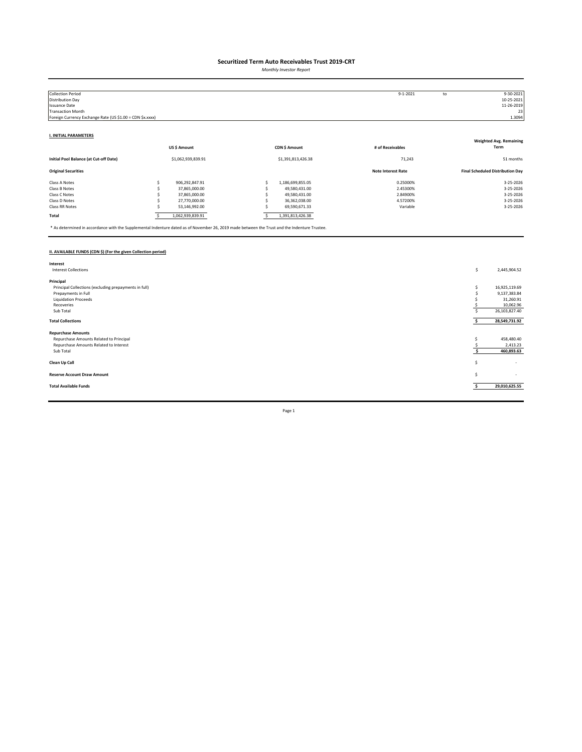# Securitized Term Auto Receivables Trust 2019-CRT

*Monthly Investor Report*

| | | | |
|---|---|---|---|
| Collection Period | 9-1-2021 | to | 9-30-2021 |
| Distribution Day | | | 10-25-2021 |
| Issuance Date | | | 11-26-2019 |
| Transaction Month | | | 23 |
| Foreign Currency Exchange Rate (US $1.00 = CDN $x.xxxx) | | | 1.3094 |

## I. INITIAL PARAMETERS

| | US $ Amount | CDN $ Amount | # of Receivables | Weighted Avg. Remaining Term |
|---|---|---|---|---|
| **Initial Pool Balance (at Cut-off Date)** | $1,062,939,839.91 | $1,391,813,426.38 | 71,243 | 51 months |

| **Original Securities** | US $ Amount | CDN $ Amount | **Note Interest Rate** | **Final Scheduled Distribution Day** |
|---|---|---|---|---|
| Class A Notes | $ 906,292,847.91 | $ 1,186,699,855.05 | 0.25000% | 3-25-2026 |
| Class B Notes | $ 37,865,000.00 | $ 49,580,431.00 | 2.45300% | 3-25-2026 |
| Class C Notes | $ 37,865,000.00 | $ 49,580,431.00 | 2.84900% | 3-25-2026 |
| Class D Notes | $ 27,770,000.00 | $ 36,362,038.00 | 4.57200% | 3-25-2026 |
| Class RR Notes | $ 53,146,992.00 | $ 69,590,671.33 | Variable | 3-25-2026 |
| **Total** | $ 1,062,939,839.91 | $ 1,391,813,426.38 | | |

\* As determined in accordance with the Supplemental Indenture dated as of November 26, 2019 made between the Trust and the Indenture Trustee.

## II. AVAILABLE FUNDS (CDN $) (For the given Collection period)

| | |
|---|---|
| **Interest** | |
| Interest Collections | $ 2,445,904.52 |
| **Principal** | |
| Principal Collections (excluding prepayments in full) | $ 16,925,119.69 |
| Prepayments in Full | $ 9,137,383.84 |
| Liquidation Proceeds | $ 31,260.91 |
| Recoveries | $ 10,062.96 |
| Sub Total | $ 26,103,827.40 |
| **Total Collections** | **$ 28,549,731.92** |
| **Repurchase Amounts** | |
| Repurchase Amounts Related to Principal | $ 458,480.40 |
| Repurchase Amounts Related to Interest | $ 2,413.23 |
| Sub Total | **$ 460,893.63** |
| **Clean Up Call** | $ - |
| **Reserve Account Draw Amount** | $ - |
| **Total Available Funds** | **$ 29,010,625.55** |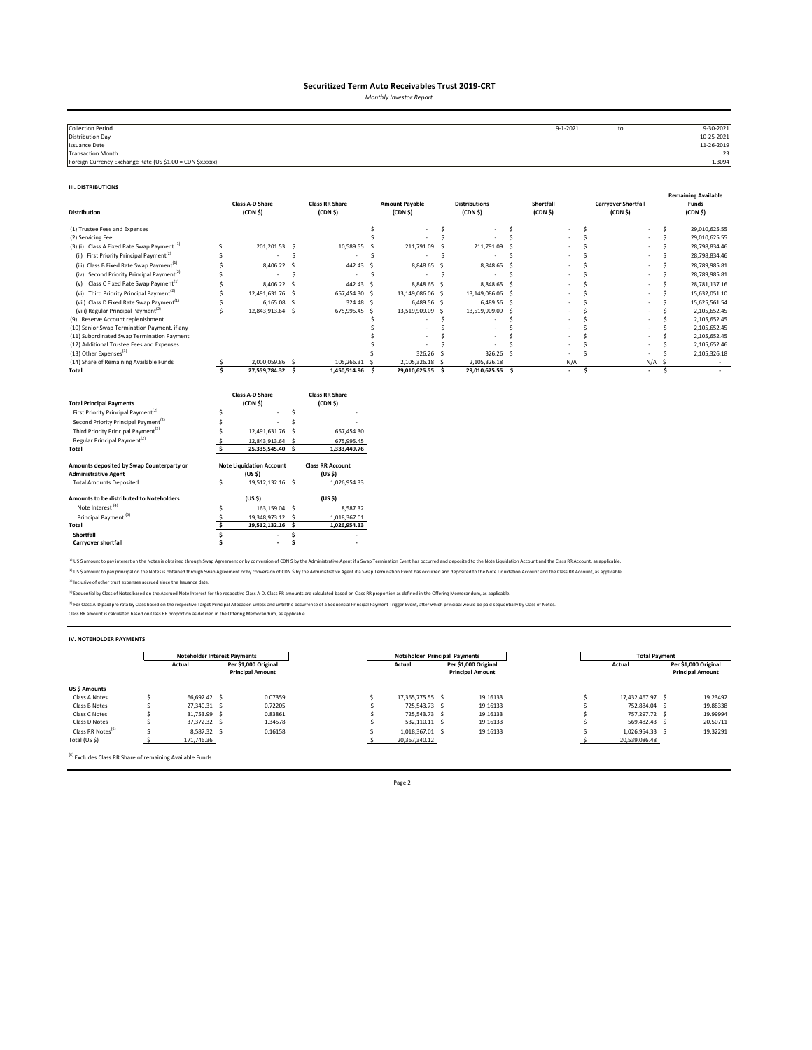# Securitized Term Auto Receivables Trust 2019-CRT

*Monthly Investor Report*

| | | | |
|---|---|---|---|
| Collection Period | 9-1-2021 | to | 9-30-2021 |
| Distribution Day | | | 10-25-2021 |
| Issuance Date | | | 11-26-2019 |
| Transaction Month | | | 23 |
| Foreign Currency Exchange Rate (US $1.00 = CDN $x.xxxx) | | | 1.3094 |

## III. DISTRIBUTIONS

| Distribution | Class A-D Share (CDN $) | Class RR Share (CDN $) | Amount Payable (CDN $) | Distributions (CDN $) | Shortfall (CDN $) | Carryover Shortfall (CDN $) | Remaining Available Funds (CDN $) |
|---|---|---|---|---|---|---|---|
| (1) Trustee Fees and Expenses | | | $ - | $ - | $ - | $ - | $ 29,010,625.55 |
| (2) Servicing Fee | | | $ - | $ - | $ - | $ - | $ 29,010,625.55 |
| (3) (i) Class A Fixed Rate Swap Payment [1] | $ 201,201.53 | $ 10,589.55 | $ 211,791.09 | $ 211,791.09 | $ - | $ - | $ 28,798,834.46 |
| (ii) First Priority Principal Payment[2] | $ - | $ - | $ - | $ - | $ - | $ - | $ 28,798,834.46 |
| (iii) Class B Fixed Rate Swap Payment[1] | $ 8,406.22 | $ 442.43 | $ 8,848.65 | $ 8,848.65 | $ - | $ - | $ 28,789,985.81 |
| (iv) Second Priority Principal Payment[2] | $ - | $ - | $ - | $ - | $ - | $ - | $ 28,789,985.81 |
| (v) Class C Fixed Rate Swap Payment[1] | $ 8,406.22 | $ 442.43 | $ 8,848.65 | $ 8,848.65 | $ - | $ - | $ 28,781,137.16 |
| (vi) Third Priority Principal Payment[2] | $ 12,491,631.76 | $ 657,454.30 | $ 13,149,086.06 | $ 13,149,086.06 | $ - | $ - | $ 15,632,051.10 |
| (vii) Class D Fixed Rate Swap Payment[1] | $ 6,165.08 | $ 324.48 | $ 6,489.56 | $ 6,489.56 | $ - | $ - | $ 15,625,561.54 |
| (viii) Regular Principal Payment[2] | $ 12,843,913.64 | $ 675,995.45 | $ 13,519,909.09 | $ 13,519,909.09 | $ - | $ - | $ 2,105,652.45 |
| (9) Reserve Account replenishment | | | $ - | $ - | $ - | $ - | $ 2,105,652.45 |
| (10) Senior Swap Termination Payment, if any | | | $ - | $ - | $ - | $ - | $ 2,105,652.45 |
| (11) Subordinated Swap Termination Payment | | | $ - | $ - | $ - | $ - | $ 2,105,652.45 |
| (12) Additional Trustee Fees and Expenses | | | $ - | $ - | $ - | $ - | $ 2,105,652.46 |
| (13) Other Expenses[3] | | | $ 326.26 | $ 326.26 | $ - | $ - | $ 2,105,326.18 |
| (14) Share of Remaining Available Funds | $ 2,000,059.86 | $ 105,266.31 | $ 2,105,326.18 | $ 2,105,326.18 | N/A | N/A | $ - |
| **Total** | $ 27,559,784.32 | $ 1,450,514.96 | $ 29,010,625.55 | $ 29,010,625.55 | $ - | $ - | $ - |

| Total Principal Payments | Class A-D Share (CDN $) | Class RR Share (CDN $) |
|---|---|---|
| First Priority Principal Payment[2] | $ - | $ - |
| Second Priority Principal Payment[2] | $ - | $ - |
| Third Priority Principal Payment[2] | $ 12,491,631.76 | $ 657,454.30 |
| Regular Principal Payment[2] | $ 12,843,913.64 | $ 675,995.45 |
| **Total** | $ 25,335,545.40 | $ 1,333,449.76 |

| Amounts deposited by Swap Counterparty or Administrative Agent | Note Liquidation Account (US $) | Class RR Account (US $) |
|---|---|---|
| Total Amounts Deposited | $ 19,512,132.16 | $ 1,026,954.33 |

| Amounts to be distributed to Noteholders | (US $) | (US $) |
|---|---|---|
| Note Interest [4] | $ 163,159.04 | $ 8,587.32 |
| Principal Payment [5] | $ 19,348,973.12 | $ 1,018,367.01 |
| **Total** | $ 19,512,132.16 | $ 1,026,954.33 |
| **Shortfall** | $ - | $ - |
| **Carryover shortfall** | $ - | $ - |

[1] US $ amount to pay interest on the Notes is obtained through Swap Agreement or by conversion of CDN $ by the Administrative Agent if a Swap Termination Event has occurred and deposited to the Note Liquidation Account and the Class RR Account, as applicable.

[2] US $ amount to pay principal on the Notes is obtained through Swap Agreement or by conversion of CDN $ by the Administrative Agent if a Swap Termination Event has occurred and deposited to the Note Liquidation Account and the Class RR Account, as applicable.

[3] Inclusive of other trust expenses accrued since the Issuance date.

[4] Sequential by Class of Notes based on the Accrued Note Interest for the respective Class A-D. Class RR amounts are calculated based on Class RR proportion as defined in the Offering Memorandum, as applicable.

[5] For Class A-D paid pro rata by Class based on the respective Target Principal Allocation unless and until the occurrence of a Sequential Principal Payment Trigger Event, after which principal would be paid sequentially by Class of Notes.

Class RR amount is calculated based on Class RR proportion as defined in the Offering Memorandum, as applicable.

## IV. NOTEHOLDER PAYMENTS

| | Noteholder Interest Payments | | Noteholder Principal Payments | | Total Payment | |
|---|---|---|---|---|---|---|
| | Actual | Per $1,000 Original Principal Amount | Actual | Per $1,000 Original Principal Amount | Actual | Per $1,000 Original Principal Amount |
| **US $ Amounts** | | | | | | |
| Class A Notes | $ 66,692.42 | $ 0.07359 | $ 17,365,775.55 | $ 19.16133 | $ 17,432,467.97 | $ 19.23492 |
| Class B Notes | $ 27,340.31 | $ 0.72205 | $ 725,543.73 | $ 19.16133 | $ 752,884.04 | $ 19.88338 |
| Class C Notes | $ 31,753.99 | $ 0.83861 | $ 725,543.73 | $ 19.16133 | $ 757,297.72 | $ 19.99994 |
| Class D Notes | $ 37,372.32 | $ 1.34578 | $ 532,110.11 | $ 19.16133 | $ 569,482.43 | $ 20.50711 |
| Class RR Notes[6] | $ 8,587.32 | $ 0.16158 | $ 1,018,367.01 | $ 19.16133 | $ 1,026,954.33 | $ 19.32291 |
| Total (US $) | $ 171,746.36 | | $ 20,367,340.12 | | $ 20,539,086.48 | |

[6] Excludes Class RR Share of remaining Available Funds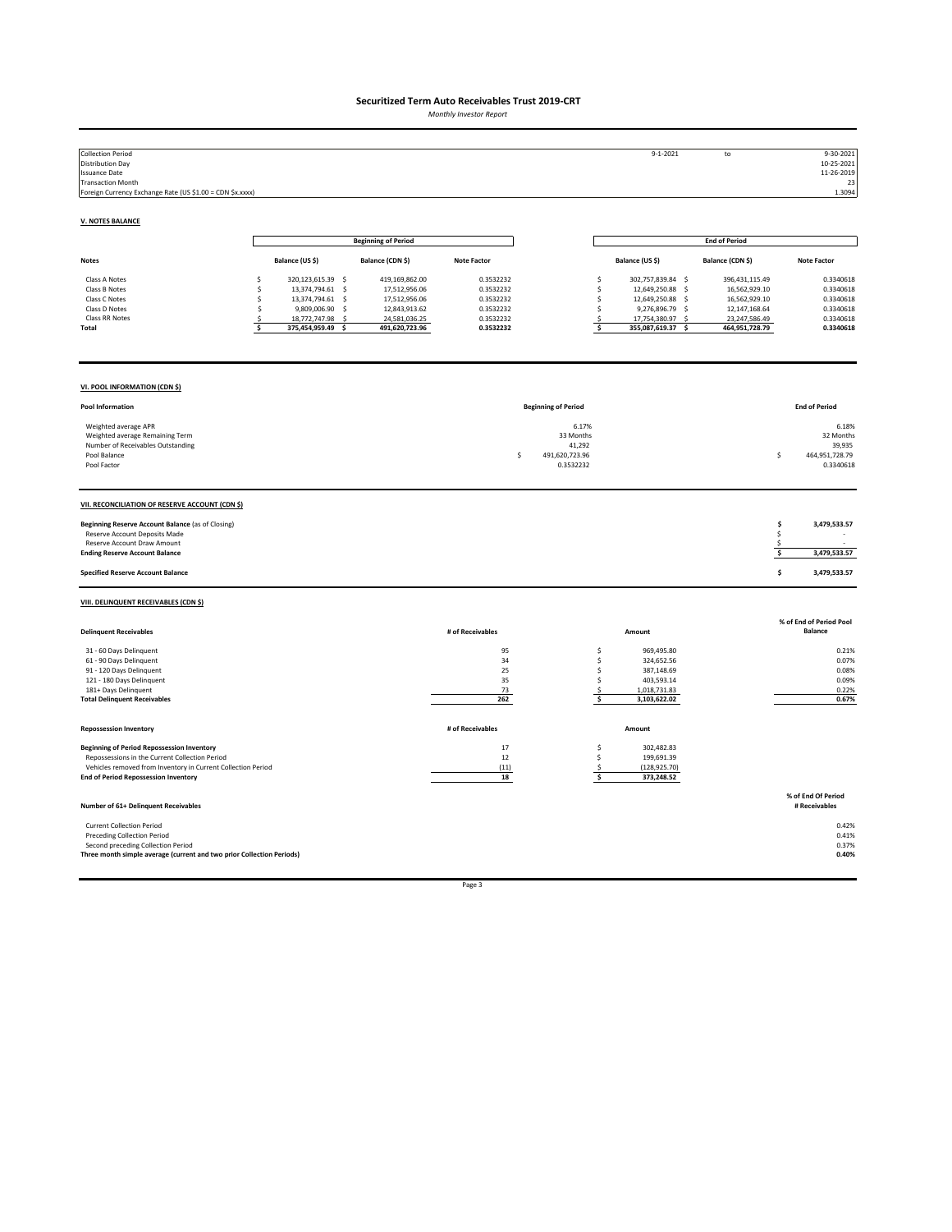# Securitized Term Auto Receivables Trust 2019-CRT

*Monthly Investor Report*

| | | | |
|---|---|---|---|
| Collection Period | 9-1-2021 | to | 9-30-2021 |
| Distribution Day | | | 10-25-2021 |
| Issuance Date | | | 11-26-2019 |
| Transaction Month | | | 23 |
| Foreign Currency Exchange Rate (US $1.00 = CDN $x.xxxx) | | | 1.3094 |

## V. NOTES BALANCE

| | Beginning of Period | | | End of Period | | |
|---|---|---|---|---|---|---|
| **Notes** | **Balance (US $)** | **Balance (CDN $)** | **Note Factor** | **Balance (US $)** | **Balance (CDN $)** | **Note Factor** |
| Class A Notes | $ 320,123,615.39 | $ 419,169,862.00 | 0.3532232 | $ 302,757,839.84 | $ 396,431,115.49 | 0.3340618 |
| Class B Notes | $ 13,374,794.61 | $ 17,512,956.06 | 0.3532232 | $ 12,649,250.88 | $ 16,562,929.10 | 0.3340618 |
| Class C Notes | $ 13,374,794.61 | $ 17,512,956.06 | 0.3532232 | $ 12,649,250.88 | $ 16,562,929.10 | 0.3340618 |
| Class D Notes | $ 9,809,006.90 | $ 12,843,913.62 | 0.3532232 | $ 9,276,896.79 | $ 12,147,168.64 | 0.3340618 |
| Class RR Notes | $ 18,772,747.98 | $ 24,581,036.25 | 0.3532232 | $ 17,754,380.97 | $ 23,247,586.49 | 0.3340618 |
| **Total** | **$ 375,454,959.49** | **$ 491,620,723.96** | **0.3532232** | **$ 355,087,619.37** | **$ 464,951,728.79** | **0.3340618** |

## VI. POOL INFORMATION (CDN $)

| **Pool Information** | **Beginning of Period** | **End of Period** |
|---|---|---|
| Weighted average APR | 6.17% | 6.18% |
| Weighted average Remaining Term | 33 Months | 32 Months |
| Number of Receivables Outstanding | 41,292 | 39,935 |
| Pool Balance | $ 491,620,723.96 | $ 464,951,728.79 |
| Pool Factor | 0.3532232 | 0.3340618 |

## VII. RECONCILIATION OF RESERVE ACCOUNT (CDN $)

| | |
|---|---|
| **Beginning Reserve Account Balance** (as of Closing) | **$ 3,479,533.57** |
| Reserve Account Deposits Made | $ - |
| Reserve Account Draw Amount | $ - |
| **Ending Reserve Account Balance** | **$ 3,479,533.57** |
| **Specified Reserve Account Balance** | **$ 3,479,533.57** |

## VIII. DELINQUENT RECEIVABLES (CDN $)

| **Delinquent Receivables** | **# of Receivables** | **Amount** | **% of End of Period Pool Balance** |
|---|---|---|---|
| 31 - 60 Days Delinquent | 95 | $ 969,495.80 | 0.21% |
| 61 - 90 Days Delinquent | 34 | $ 324,652.56 | 0.07% |
| 91 - 120 Days Delinquent | 25 | $ 387,148.69 | 0.08% |
| 121 - 180 Days Delinquent | 35 | $ 403,593.14 | 0.09% |
| 181+ Days Delinquent | 73 | $ 1,018,731.83 | 0.22% |
| **Total Delinquent Receivables** | **262** | **$ 3,103,622.02** | **0.67%** |

| **Repossession Inventory** | **# of Receivables** | **Amount** |
|---|---|---|
| **Beginning of Period Repossession Inventory** | 17 | $ 302,482.83 |
| Repossessions in the Current Collection Period | 12 | $ 199,691.39 |
| Vehicles removed from Inventory in Current Collection Period | (11) | $ (128,925.70) |
| **End of Period Repossession Inventory** | **18** | **$ 373,248.52** |

| **Number of 61+ Delinquent Receivables** | **% of End Of Period # Receivables** |
|---|---|
| Current Collection Period | 0.42% |
| Preceding Collection Period | 0.41% |
| Second preceding Collection Period | 0.37% |
| **Three month simple average (current and two prior Collection Periods)** | **0.40%** |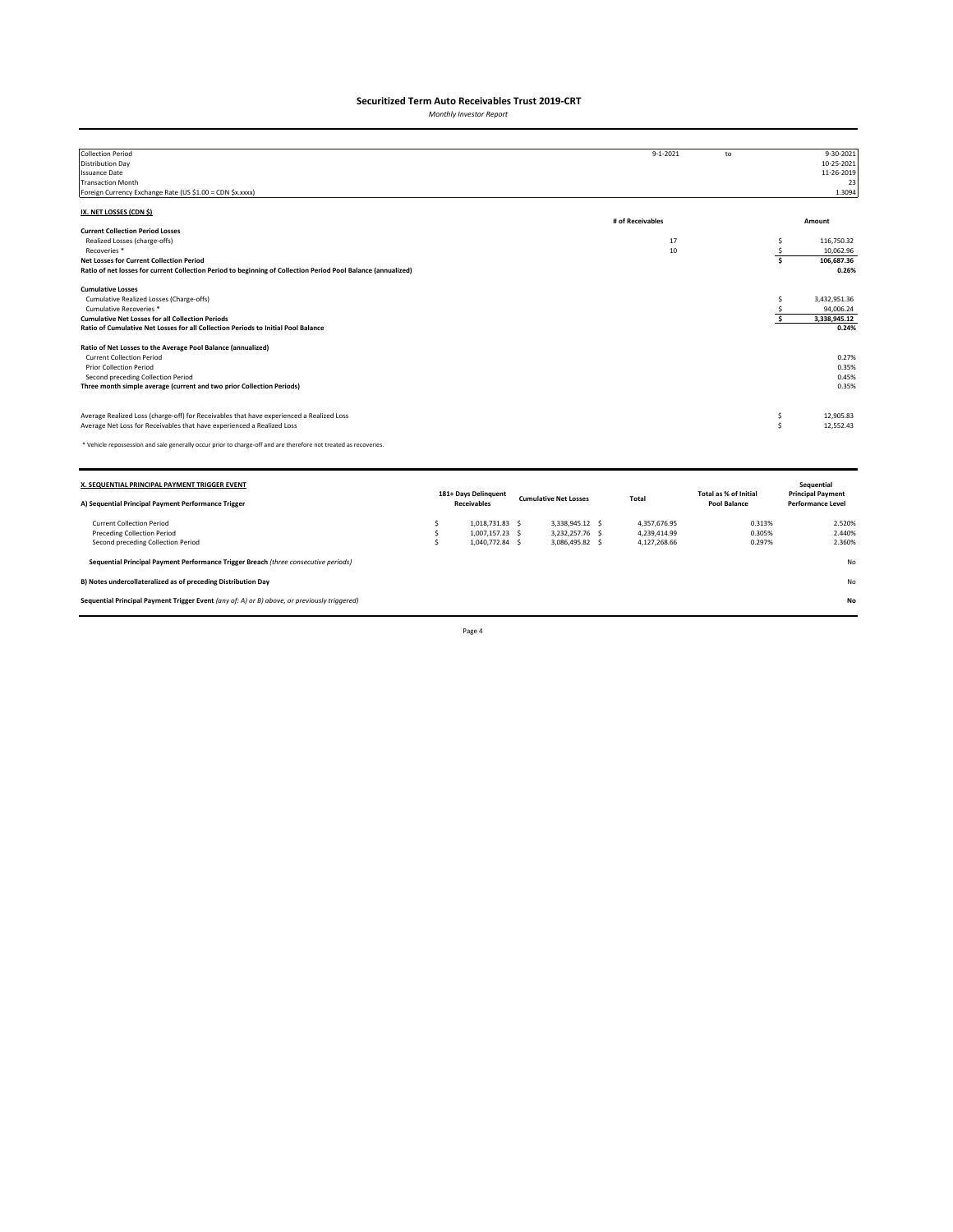# Securitized Term Auto Receivables Trust 2019-CRT

*Monthly Investor Report*

| | | | |
|---|---|---|---|
| Collection Period | 9-1-2021 | to | 9-30-2021 |
| Distribution Day | | | 10-25-2021 |
| Issuance Date | | | 11-26-2019 |
| Transaction Month | | | 23 |
| Foreign Currency Exchange Rate (US $1.00 = CDN $x.xxxx) | | | 1.3094 |

## IX. NET LOSSES (CDN $)

| | # of Receivables | Amount |
|---|---|---|
| **Current Collection Period Losses** | | |
| Realized Losses (charge-offs) | 17 | $ 116,750.32 |
| Recoveries * | 10 | $ 10,062.96 |
| **Net Losses for Current Collection Period** | | **$ 106,687.36** |
| **Ratio of net losses for current Collection Period to beginning of Collection Period Pool Balance (annualized)** | | **0.26%** |
| | | |
| **Cumulative Losses** | | |
| Cumulative Realized Losses (Charge-offs) | | $ 3,432,951.36 |
| Cumulative Recoveries * | | $ 94,006.24 |
| **Cumulative Net Losses for all Collection Periods** | | **$ 3,338,945.12** |
| **Ratio of Cumulative Net Losses for all Collection Periods to Initial Pool Balance** | | **0.24%** |
| | | |
| **Ratio of Net Losses to the Average Pool Balance (annualized)** | | |
| Current Collection Period | | 0.27% |
| Prior Collection Period | | 0.35% |
| Second preceding Collection Period | | 0.45% |
| **Three month simple average (current and two prior Collection Periods)** | | 0.35% |
| | | |
| Average Realized Loss (charge-off) for Receivables that have experienced a Realized Loss | | $ 12,905.83 |
| Average Net Loss for Receivables that have experienced a Realized Loss | | $ 12,552.43 |

* Vehicle repossession and sale generally occur prior to charge-off and are therefore not treated as recoveries.

## X. SEQUENTIAL PRINCIPAL PAYMENT TRIGGER EVENT

| A) Sequential Principal Payment Performance Trigger | 181+ Days Delinquent Receivables | Cumulative Net Losses | Total | Total as % of Initial Pool Balance | Sequential Principal Payment Performance Level |
|---|---|---|---|---|---|
| Current Collection Period | $ 1,018,731.83 | $ 3,338,945.12 | $ 4,357,676.95 | 0.313% | 2.520% |
| Preceding Collection Period | $ 1,007,157.23 | $ 3,232,257.76 | $ 4,239,414.99 | 0.305% | 2.440% |
| Second preceding Collection Period | $ 1,040,772.84 | $ 3,086,495.82 | $ 4,127,268.66 | 0.297% | 2.360% |
| **Sequential Principal Payment Performance Trigger Breach** *(three consecutive periods)* | | | | | No |
| **B) Notes undercollateralized as of preceding Distribution Day** | | | | | No |
| **Sequential Principal Payment Trigger Event** *(any of: A) or B) above, or previously triggered)* | | | | | **No** |